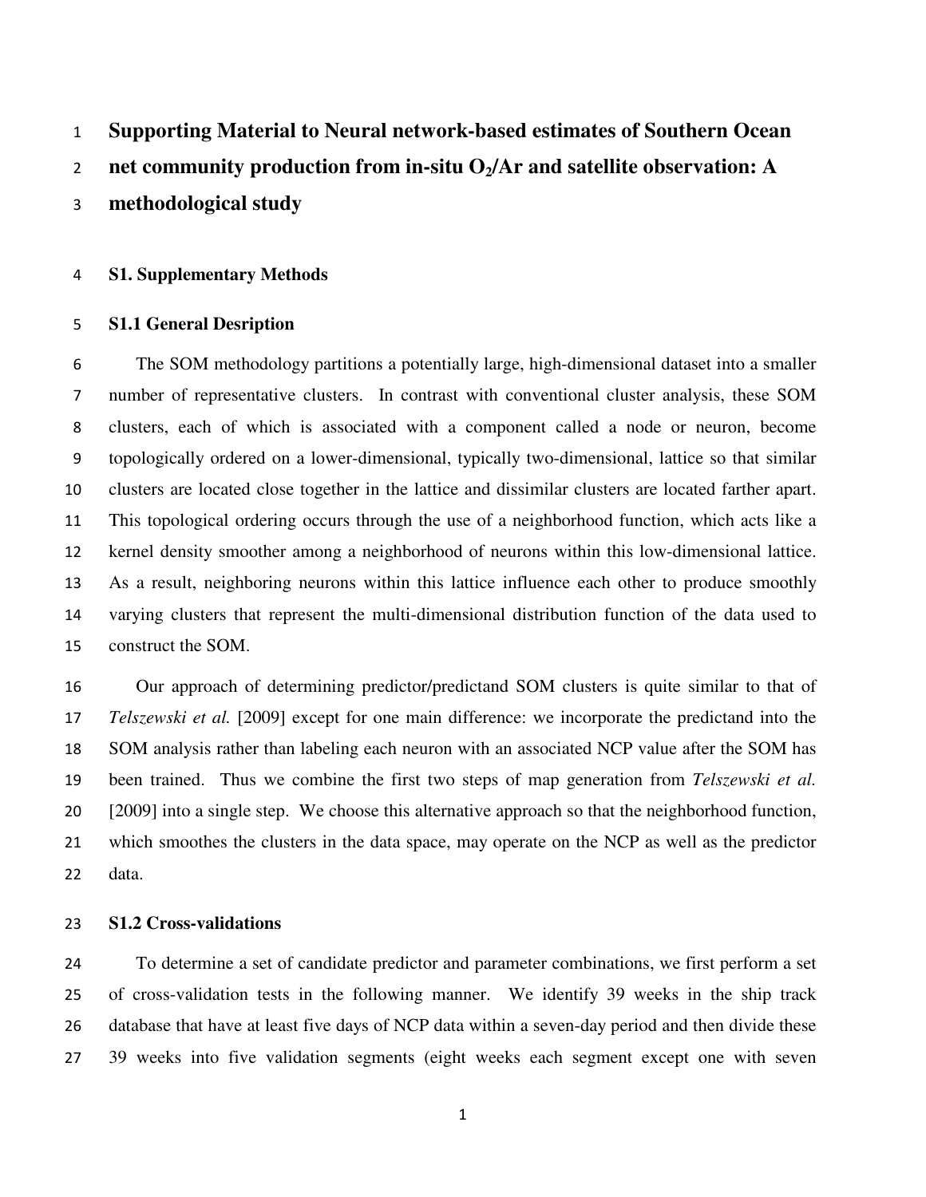# Supporting Material to Neural network-based estimates of Southern Ocean net community production from in-situ $O_2$/Ar and satellite observation: A methodological study

## S1. Supplementary Methods

### S1.1 General Desription

The SOM methodology partitions a potentially large, high-dimensional dataset into a smaller number of representative clusters. In contrast with conventional cluster analysis, these SOM clusters, each of which is associated with a component called a node or neuron, become topologically ordered on a lower-dimensional, typically two-dimensional, lattice so that similar clusters are located close together in the lattice and dissimilar clusters are located farther apart. This topological ordering occurs through the use of a neighborhood function, which acts like a kernel density smoother among a neighborhood of neurons within this low-dimensional lattice. As a result, neighboring neurons within this lattice influence each other to produce smoothly varying clusters that represent the multi-dimensional distribution function of the data used to construct the SOM.

Our approach of determining predictor/predictand SOM clusters is quite similar to that of *Telszewski et al.* [2009] except for one main difference: we incorporate the predictand into the SOM analysis rather than labeling each neuron with an associated NCP value after the SOM has been trained. Thus we combine the first two steps of map generation from *Telszewski et al.* [2009] into a single step. We choose this alternative approach so that the neighborhood function, which smoothes the clusters in the data space, may operate on the NCP as well as the predictor data.

### S1.2 Cross-validations

To determine a set of candidate predictor and parameter combinations, we first perform a set of cross-validation tests in the following manner. We identify 39 weeks in the ship track database that have at least five days of NCP data within a seven-day period and then divide these 39 weeks into five validation segments (eight weeks each segment except one with seven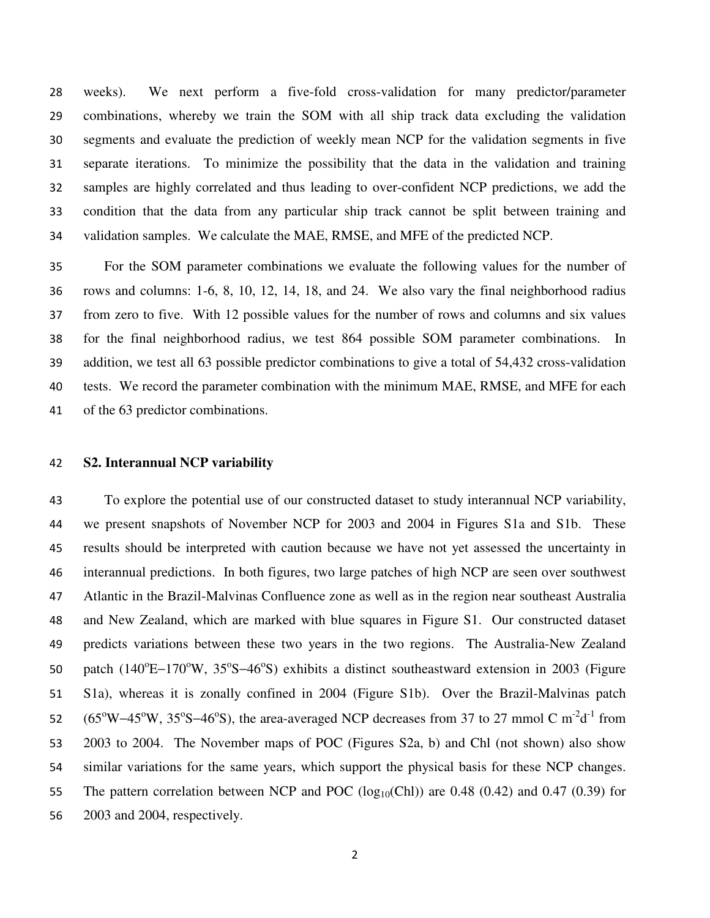weeks). We next perform a five-fold cross-validation for many predictor/parameter combinations, whereby we train the SOM with all ship track data excluding the validation segments and evaluate the prediction of weekly mean NCP for the validation segments in five separate iterations. To minimize the possibility that the data in the validation and training samples are highly correlated and thus leading to over-confident NCP predictions, we add the condition that the data from any particular ship track cannot be split between training and validation samples. We calculate the MAE, RMSE, and MFE of the predicted NCP.

For the SOM parameter combinations we evaluate the following values for the number of rows and columns: 1-6, 8, 10, 12, 14, 18, and 24. We also vary the final neighborhood radius from zero to five. With 12 possible values for the number of rows and columns and six values for the final neighborhood radius, we test 864 possible SOM parameter combinations. In addition, we test all 63 possible predictor combinations to give a total of 54,432 cross-validation tests. We record the parameter combination with the minimum MAE, RMSE, and MFE for each of the 63 predictor combinations.

## S2. Interannual NCP variability

To explore the potential use of our constructed dataset to study interannual NCP variability, we present snapshots of November NCP for 2003 and 2004 in Figures S1a and S1b. These results should be interpreted with caution because we have not yet assessed the uncertainty in interannual predictions. In both figures, two large patches of high NCP are seen over southwest Atlantic in the Brazil-Malvinas Confluence zone as well as in the region near southeast Australia and New Zealand, which are marked with blue squares in Figure S1. Our constructed dataset predicts variations between these two years in the two regions. The Australia-New Zealand patch ($140^{o}$E$-170^{o}$W, $35^{o}$S$-46^{o}$S) exhibits a distinct southeastward extension in 2003 (Figure S1a), whereas it is zonally confined in 2004 (Figure S1b). Over the Brazil-Malvinas patch ($65^{o}$W$-45^{o}$W, $35^{o}$S$-46^{o}$S), the area-averaged NCP decreases from 37 to 27 mmol C $m^{-2}d^{-1}$ from 2003 to 2004. The November maps of POC (Figures S2a, b) and Chl (not shown) also show similar variations for the same years, which support the physical basis for these NCP changes. The pattern correlation between NCP and POC ($\log_{10}$(Chl)) are 0.48 (0.42) and 0.47 (0.39) for 2003 and 2004, respectively.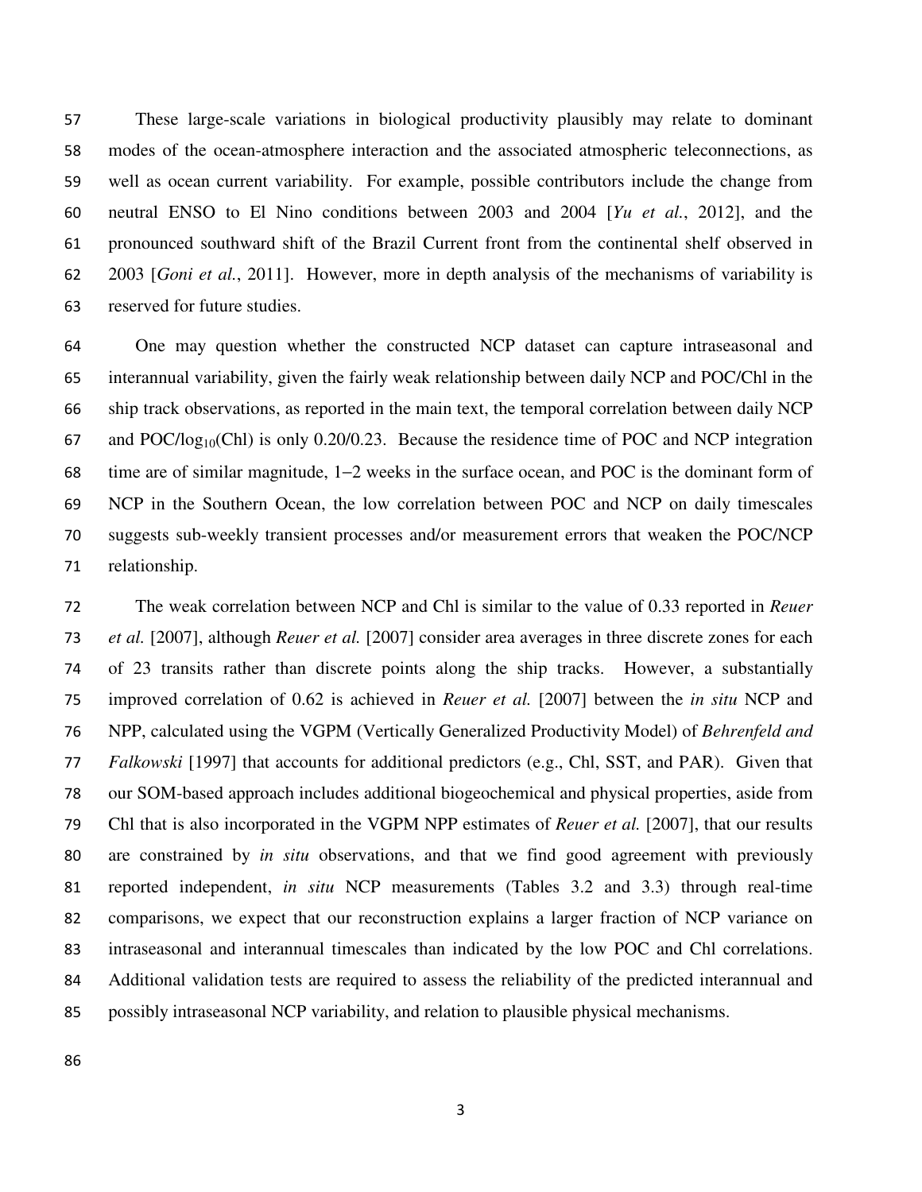These large-scale variations in biological productivity plausibly may relate to dominant modes of the ocean-atmosphere interaction and the associated atmospheric teleconnections, as well as ocean current variability. For example, possible contributors include the change from neutral ENSO to El Nino conditions between 2003 and 2004 [*Yu et al.*, 2012], and the pronounced southward shift of the Brazil Current front from the continental shelf observed in 2003 [*Goni et al.*, 2011]. However, more in depth analysis of the mechanisms of variability is reserved for future studies.

One may question whether the constructed NCP dataset can capture intraseasonal and interannual variability, given the fairly weak relationship between daily NCP and POC/Chl in the ship track observations, as reported in the main text, the temporal correlation between daily NCP and POC/$\log_{10}$(Chl) is only 0.20/0.23. Because the residence time of POC and NCP integration time are of similar magnitude, 1−2 weeks in the surface ocean, and POC is the dominant form of NCP in the Southern Ocean, the low correlation between POC and NCP on daily timescales suggests sub-weekly transient processes and/or measurement errors that weaken the POC/NCP relationship.

The weak correlation between NCP and Chl is similar to the value of 0.33 reported in *Reuer et al.* [2007], although *Reuer et al.* [2007] consider area averages in three discrete zones for each of 23 transits rather than discrete points along the ship tracks. However, a substantially improved correlation of 0.62 is achieved in *Reuer et al.* [2007] between the *in situ* NCP and NPP, calculated using the VGPM (Vertically Generalized Productivity Model) of *Behrenfeld and Falkowski* [1997] that accounts for additional predictors (e.g., Chl, SST, and PAR). Given that our SOM-based approach includes additional biogeochemical and physical properties, aside from Chl that is also incorporated in the VGPM NPP estimates of *Reuer et al.* [2007], that our results are constrained by *in situ* observations, and that we find good agreement with previously reported independent, *in situ* NCP measurements (Tables 3.2 and 3.3) through real-time comparisons, we expect that our reconstruction explains a larger fraction of NCP variance on intraseasonal and interannual timescales than indicated by the low POC and Chl correlations. Additional validation tests are required to assess the reliability of the predicted interannual and possibly intraseasonal NCP variability, and relation to plausible physical mechanisms.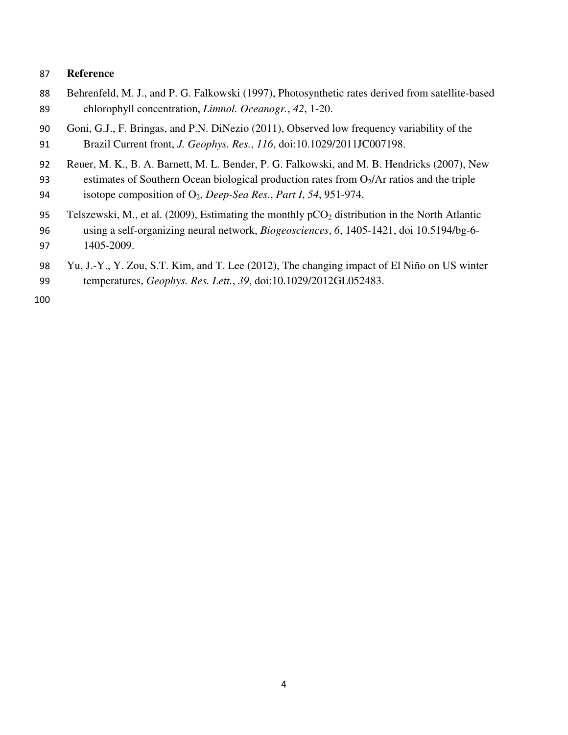## Reference

Behrenfeld, M. J., and P. G. Falkowski (1997), Photosynthetic rates derived from satellite-based chlorophyll concentration, *Limnol. Oceanogr.*, *42*, 1-20.

Goni, G.J., F. Bringas, and P.N. DiNezio (2011), Observed low frequency variability of the Brazil Current front, *J. Geophys. Res.*, *116*, doi:10.1029/2011JC007198.

Reuer, M. K., B. A. Barnett, M. L. Bender, P. G. Falkowski, and M. B. Hendricks (2007), New estimates of Southern Ocean biological production rates from $O_2$/Ar ratios and the triple isotope composition of $O_2$, *Deep-Sea Res.*, *Part I*, *54*, 951-974.

Telszewski, M., et al. (2009), Estimating the monthly $pCO_2$ distribution in the North Atlantic using a self-organizing neural network, *Biogeosciences*, *6*, 1405-1421, doi 10.5194/bg-6-1405-2009.

Yu, J.-Y., Y. Zou, S.T. Kim, and T. Lee (2012), The changing impact of El Niño on US winter temperatures, *Geophys. Res. Lett.*, *39*, doi:10.1029/2012GL052483.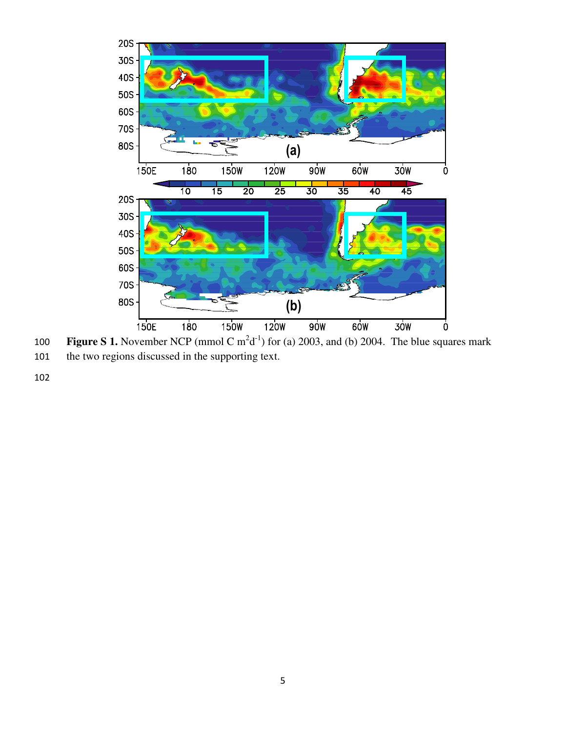**Figure S 1.** November NCP (mmol C $m^2 d^{-1}$) for (a) 2003, and (b) 2004. The blue squares mark the two regions discussed in the supporting text.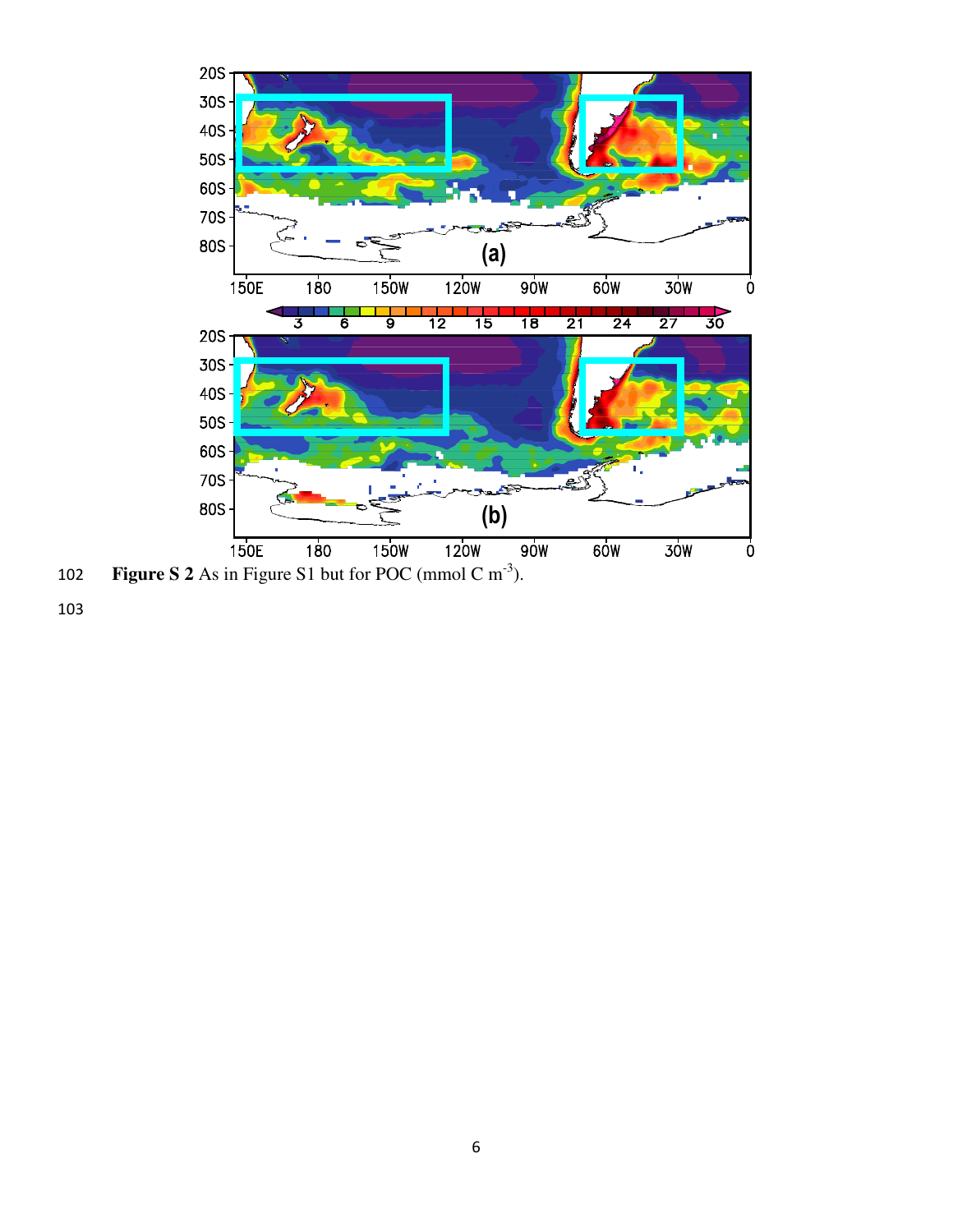20S
30S
40S
50S
60S
70S
80S
(a)
150E 180 150W 120W 90W 60W 30W 0

3 6 9 12 15 18 21 24 27 30

20S
30S
40S
50S
60S
70S
80S
(b)
150E 180 150W 120W 90W 60W 30W 0

**Figure S 2** As in Figure S1 but for POC (mmol C $m^{-3}$).